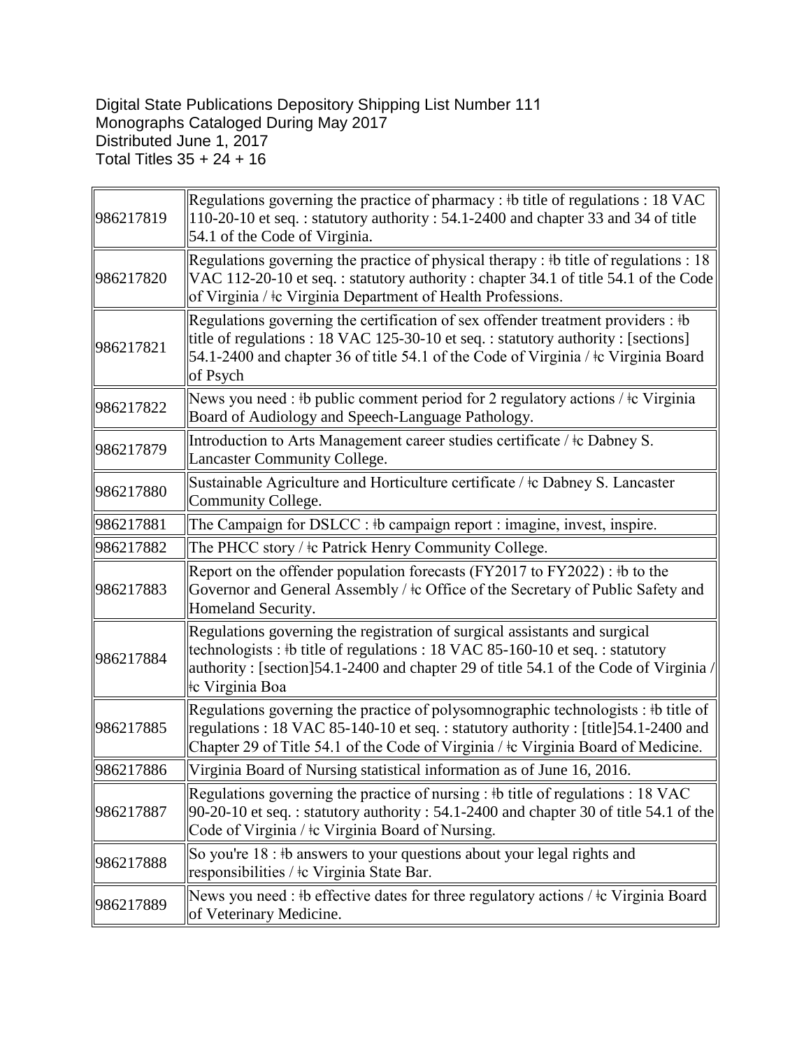Digital State Publications Depository Shipping List Number 111
Monographs Cataloged During May 2017
Distributed June 1, 2017
Total Titles 35 + 24 + 16

| | |
|---|---|
| 986217819 | Regulations governing the practice of pharmacy : ǂb title of regulations : 18 VAC 110-20-10 et seq. : statutory authority : 54.1-2400 and chapter 33 and 34 of title 54.1 of the Code of Virginia. |
| 986217820 | Regulations governing the practice of physical therapy : ǂb title of regulations : 18 VAC 112-20-10 et seq. : statutory authority : chapter 34.1 of title 54.1 of the Code of Virginia / ǂc Virginia Department of Health Professions. |
| 986217821 | Regulations governing the certification of sex offender treatment providers : ǂb title of regulations : 18 VAC 125-30-10 et seq. : statutory authority : [sections] 54.1-2400 and chapter 36 of title 54.1 of the Code of Virginia / ǂc Virginia Board of Psych |
| 986217822 | News you need : ǂb public comment period for 2 regulatory actions / ǂc Virginia Board of Audiology and Speech-Language Pathology. |
| 986217879 | Introduction to Arts Management career studies certificate / ǂc Dabney S. Lancaster Community College. |
| 986217880 | Sustainable Agriculture and Horticulture certificate / ǂc Dabney S. Lancaster Community College. |
| 986217881 | The Campaign for DSLCC : ǂb campaign report : imagine, invest, inspire. |
| 986217882 | The PHCC story / ǂc Patrick Henry Community College. |
| 986217883 | Report on the offender population forecasts (FY2017 to FY2022) : ǂb to the Governor and General Assembly / ǂc Office of the Secretary of Public Safety and Homeland Security. |
| 986217884 | Regulations governing the registration of surgical assistants and surgical technologists : ǂb title of regulations : 18 VAC 85-160-10 et seq. : statutory authority : [section]54.1-2400 and chapter 29 of title 54.1 of the Code of Virginia / ǂc Virginia Boa |
| 986217885 | Regulations governing the practice of polysomnographic technologists : ǂb title of regulations : 18 VAC 85-140-10 et seq. : statutory authority : [title]54.1-2400 and Chapter 29 of Title 54.1 of the Code of Virginia / ǂc Virginia Board of Medicine. |
| 986217886 | Virginia Board of Nursing statistical information as of June 16, 2016. |
| 986217887 | Regulations governing the practice of nursing : ǂb title of regulations : 18 VAC 90-20-10 et seq. : statutory authority : 54.1-2400 and chapter 30 of title 54.1 of the Code of Virginia / ǂc Virginia Board of Nursing. |
| 986217888 | So you're 18 : ǂb answers to your questions about your legal rights and responsibilities / ǂc Virginia State Bar. |
| 986217889 | News you need : ǂb effective dates for three regulatory actions / ǂc Virginia Board of Veterinary Medicine. |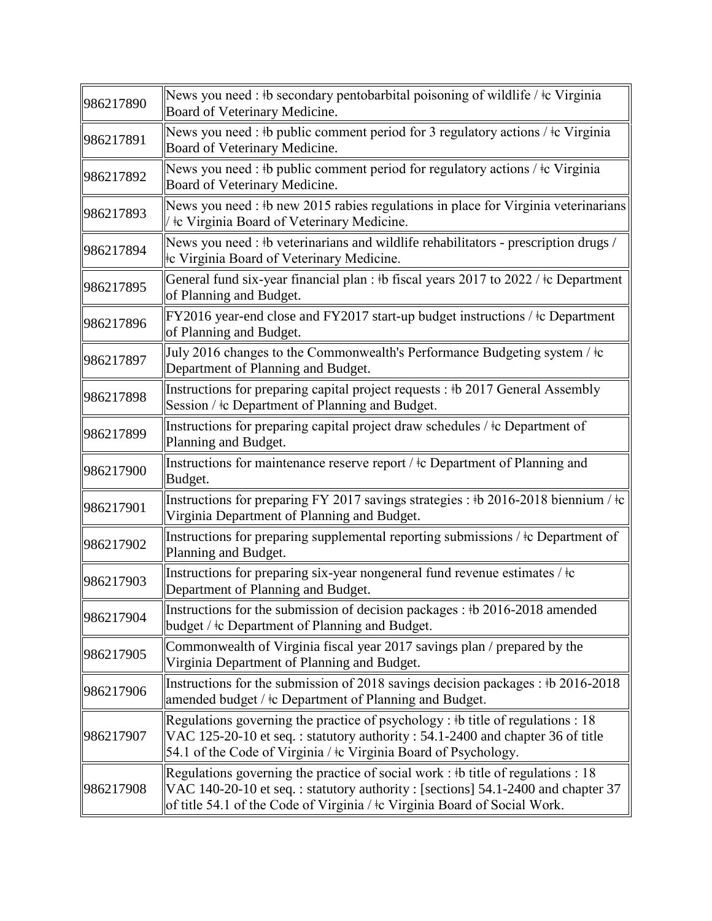| | |
|---|---|
| 986217890 | News you need : ǂb secondary pentobarbital poisoning of wildlife / ǂc Virginia Board of Veterinary Medicine. |
| 986217891 | News you need : ǂb public comment period for 3 regulatory actions / ǂc Virginia Board of Veterinary Medicine. |
| 986217892 | News you need : ǂb public comment period for regulatory actions / ǂc Virginia Board of Veterinary Medicine. |
| 986217893 | News you need : ǂb new 2015 rabies regulations in place for Virginia veterinarians / ǂc Virginia Board of Veterinary Medicine. |
| 986217894 | News you need : ǂb veterinarians and wildlife rehabilitators - prescription drugs / ǂc Virginia Board of Veterinary Medicine. |
| 986217895 | General fund six-year financial plan : ǂb fiscal years 2017 to 2022 / ǂc Department of Planning and Budget. |
| 986217896 | FY2016 year-end close and FY2017 start-up budget instructions / ǂc Department of Planning and Budget. |
| 986217897 | July 2016 changes to the Commonwealth's Performance Budgeting system / ǂc Department of Planning and Budget. |
| 986217898 | Instructions for preparing capital project requests : ǂb 2017 General Assembly Session / ǂc Department of Planning and Budget. |
| 986217899 | Instructions for preparing capital project draw schedules / ǂc Department of Planning and Budget. |
| 986217900 | Instructions for maintenance reserve report / ǂc Department of Planning and Budget. |
| 986217901 | Instructions for preparing FY 2017 savings strategies : ǂb 2016-2018 biennium / ǂc Virginia Department of Planning and Budget. |
| 986217902 | Instructions for preparing supplemental reporting submissions / ǂc Department of Planning and Budget. |
| 986217903 | Instructions for preparing six-year nongeneral fund revenue estimates / ǂc Department of Planning and Budget. |
| 986217904 | Instructions for the submission of decision packages : ǂb 2016-2018 amended budget / ǂc Department of Planning and Budget. |
| 986217905 | Commonwealth of Virginia fiscal year 2017 savings plan / prepared by the Virginia Department of Planning and Budget. |
| 986217906 | Instructions for the submission of 2018 savings decision packages : ǂb 2016-2018 amended budget / ǂc Department of Planning and Budget. |
| 986217907 | Regulations governing the practice of psychology : ǂb title of regulations : 18 VAC 125-20-10 et seq. : statutory authority : 54.1-2400 and chapter 36 of title 54.1 of the Code of Virginia / ǂc Virginia Board of Psychology. |
| 986217908 | Regulations governing the practice of social work : ǂb title of regulations : 18 VAC 140-20-10 et seq. : statutory authority : [sections] 54.1-2400 and chapter 37 of title 54.1 of the Code of Virginia / ǂc Virginia Board of Social Work. |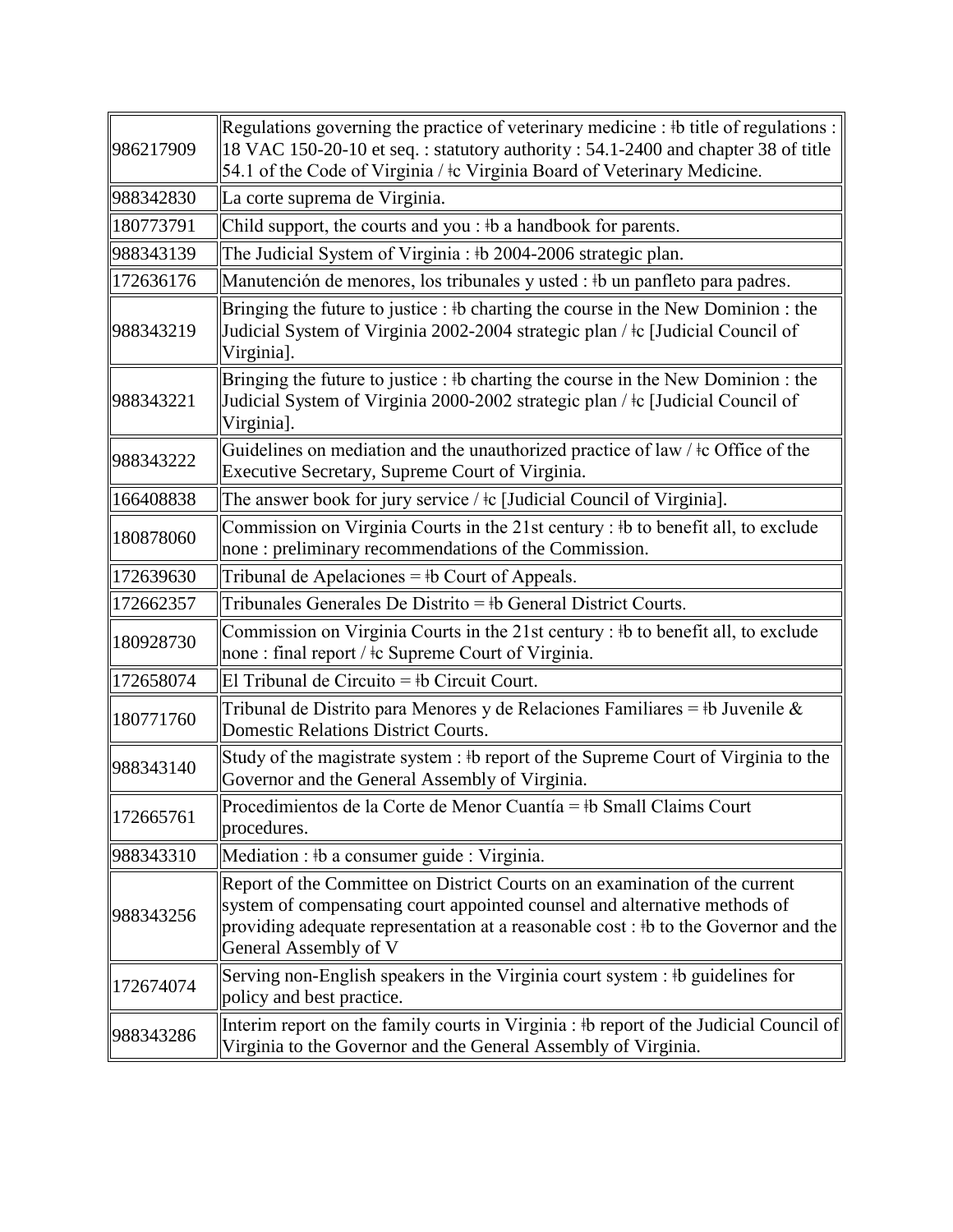| | |
|---|---|
| 986217909 | Regulations governing the practice of veterinary medicine : ǂb title of regulations : 18 VAC 150-20-10 et seq. : statutory authority : 54.1-2400 and chapter 38 of title 54.1 of the Code of Virginia / ǂc Virginia Board of Veterinary Medicine. |
| 988342830 | La corte suprema de Virginia. |
| 180773791 | Child support, the courts and you : ǂb a handbook for parents. |
| 988343139 | The Judicial System of Virginia : ǂb 2004-2006 strategic plan. |
| 172636176 | Manutención de menores, los tribunales y usted : ǂb un panfleto para padres. |
| 988343219 | Bringing the future to justice : ǂb charting the course in the New Dominion : the Judicial System of Virginia 2002-2004 strategic plan / ǂc [Judicial Council of Virginia]. |
| 988343221 | Bringing the future to justice : ǂb charting the course in the New Dominion : the Judicial System of Virginia 2000-2002 strategic plan / ǂc [Judicial Council of Virginia]. |
| 988343222 | Guidelines on mediation and the unauthorized practice of law / ǂc Office of the Executive Secretary, Supreme Court of Virginia. |
| 166408838 | The answer book for jury service / ǂc [Judicial Council of Virginia]. |
| 180878060 | Commission on Virginia Courts in the 21st century : ǂb to benefit all, to exclude none : preliminary recommendations of the Commission. |
| 172639630 | Tribunal de Apelaciones = ǂb Court of Appeals. |
| 172662357 | Tribunales Generales De Distrito = ǂb General District Courts. |
| 180928730 | Commission on Virginia Courts in the 21st century : ǂb to benefit all, to exclude none : final report / ǂc Supreme Court of Virginia. |
| 172658074 | El Tribunal de Circuito = ǂb Circuit Court. |
| 180771760 | Tribunal de Distrito para Menores y de Relaciones Familiares = ǂb Juvenile & Domestic Relations District Courts. |
| 988343140 | Study of the magistrate system : ǂb report of the Supreme Court of Virginia to the Governor and the General Assembly of Virginia. |
| 172665761 | Procedimientos de la Corte de Menor Cuantía = ǂb Small Claims Court procedures. |
| 988343310 | Mediation : ǂb a consumer guide : Virginia. |
| 988343256 | Report of the Committee on District Courts on an examination of the current system of compensating court appointed counsel and alternative methods of providing adequate representation at a reasonable cost : ǂb to the Governor and the General Assembly of V |
| 172674074 | Serving non-English speakers in the Virginia court system : ǂb guidelines for policy and best practice. |
| 988343286 | Interim report on the family courts in Virginia : ǂb report of the Judicial Council of Virginia to the Governor and the General Assembly of Virginia. |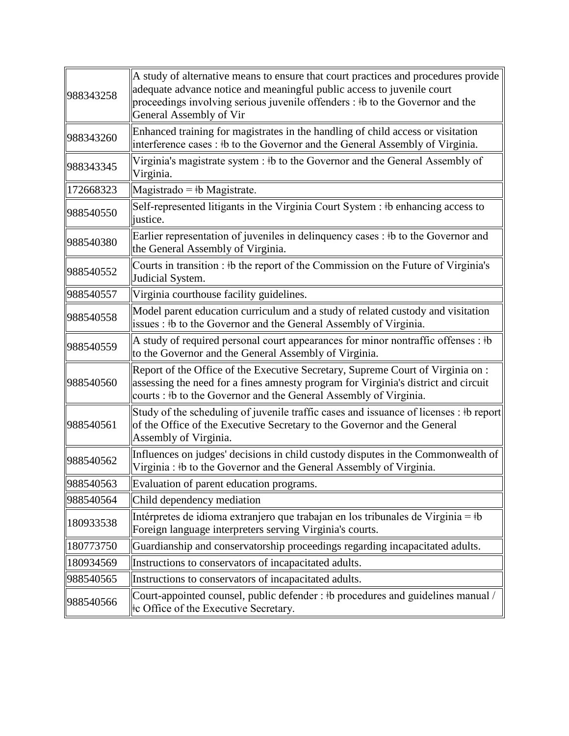| | |
|---|---|
| 988343258 | A study of alternative means to ensure that court practices and procedures provide adequate advance notice and meaningful public access to juvenile court proceedings involving serious juvenile offenders : ǂb to the Governor and the General Assembly of Vir |
| 988343260 | Enhanced training for magistrates in the handling of child access or visitation interference cases : ǂb to the Governor and the General Assembly of Virginia. |
| 988343345 | Virginia's magistrate system : ǂb to the Governor and the General Assembly of Virginia. |
| 172668323 | Magistrado = ǂb Magistrate. |
| 988540550 | Self-represented litigants in the Virginia Court System : ǂb enhancing access to justice. |
| 988540380 | Earlier representation of juveniles in delinquency cases : ǂb to the Governor and the General Assembly of Virginia. |
| 988540552 | Courts in transition : ǂb the report of the Commission on the Future of Virginia's Judicial System. |
| 988540557 | Virginia courthouse facility guidelines. |
| 988540558 | Model parent education curriculum and a study of related custody and visitation issues : ǂb to the Governor and the General Assembly of Virginia. |
| 988540559 | A study of required personal court appearances for minor nontraffic offenses : ǂb to the Governor and the General Assembly of Virginia. |
| 988540560 | Report of the Office of the Executive Secretary, Supreme Court of Virginia on : assessing the need for a fines amnesty program for Virginia's district and circuit courts : ǂb to the Governor and the General Assembly of Virginia. |
| 988540561 | Study of the scheduling of juvenile traffic cases and issuance of licenses : ǂb report of the Office of the Executive Secretary to the Governor and the General Assembly of Virginia. |
| 988540562 | Influences on judges' decisions in child custody disputes in the Commonwealth of Virginia : ǂb to the Governor and the General Assembly of Virginia. |
| 988540563 | Evaluation of parent education programs. |
| 988540564 | Child dependency mediation |
| 180933538 | Intérpretes de idioma extranjero que trabajan en los tribunales de Virginia = ǂb Foreign language interpreters serving Virginia's courts. |
| 180773750 | Guardianship and conservatorship proceedings regarding incapacitated adults. |
| 180934569 | Instructions to conservators of incapacitated adults. |
| 988540565 | Instructions to conservators of incapacitated adults. |
| 988540566 | Court-appointed counsel, public defender : ǂb procedures and guidelines manual / ǂc Office of the Executive Secretary. |